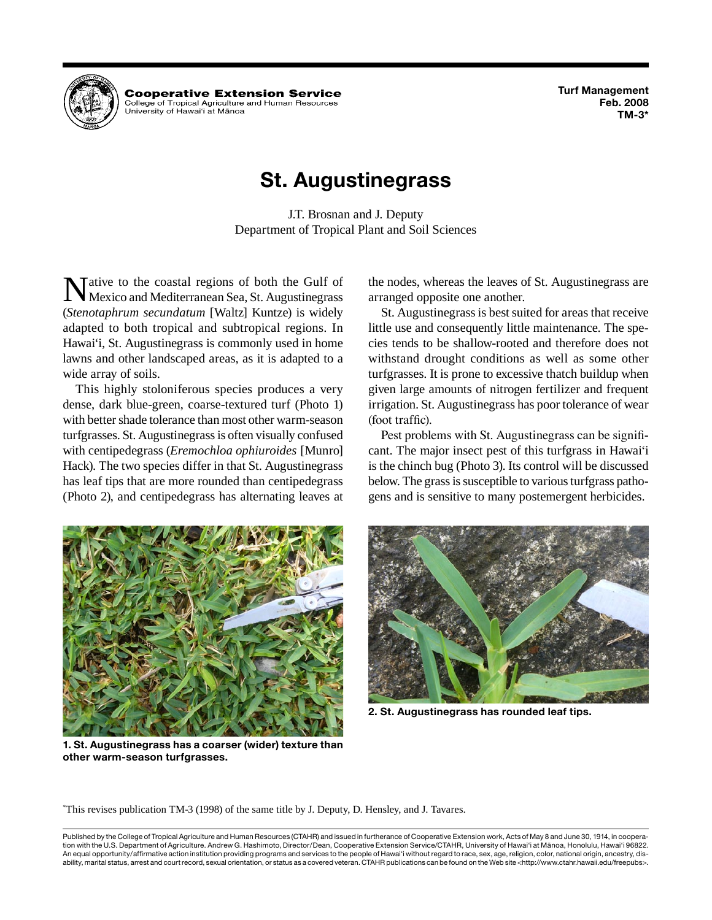**Cooperative Extension Service**
College of Tropical Agriculture and Human Resources
University of Hawai'i at Mānoa

**Turf Management**
**Feb. 2008**
**TM-3***

# St. Augustinegrass

J.T. Brosnan and J. Deputy
Department of Tropical Plant and Soil Sciences

Native to the coastal regions of both the Gulf of Mexico and Mediterranean Sea, St. Augustinegrass (*Stenotaphrum secundatum* [Waltz] Kuntze) is widely adapted to both tropical and subtropical regions. In Hawai'i, St. Augustinegrass is commonly used in home lawns and other landscaped areas, as it is adapted to a wide array of soils.

This highly stoloniferous species produces a very dense, dark blue-green, coarse-textured turf (Photo 1) with better shade tolerance than most other warm-season turfgrasses. St. Augustinegrass is often visually confused with centipedegrass (*Eremochloa ophiuroides* [Munro] Hack). The two species differ in that St. Augustinegrass has leaf tips that are more rounded than centipedegrass (Photo 2), and centipedegrass has alternating leaves at the nodes, whereas the leaves of St. Augustinegrass are arranged opposite one another.

St. Augustinegrass is best suited for areas that receive little use and consequently little maintenance. The species tends to be shallow-rooted and therefore does not withstand drought conditions as well as some other turfgrasses. It is prone to excessive thatch buildup when given large amounts of nitrogen fertilizer and frequent irrigation. St. Augustinegrass has poor tolerance of wear (foot traffic).

Pest problems with St. Augustinegrass can be significant. The major insect pest of this turfgrass in Hawai'i is the chinch bug (Photo 3). Its control will be discussed below. The grass is susceptible to various turfgrass pathogens and is sensitive to many postemergent herbicides.

**1. St. Augustinegrass has a coarser (wider) texture than other warm-season turfgrasses.**

**2. St. Augustinegrass has rounded leaf tips.**

*This revises publication TM-3 (1998) of the same title by J. Deputy, D. Hensley, and J. Tavares.

Published by the College of Tropical Agriculture and Human Resources (CTAHR) and issued in furtherance of Cooperative Extension work, Acts of May 8 and June 30, 1914, in cooperation with the U.S. Department of Agriculture. Andrew G. Hashimoto, Director/Dean, Cooperative Extension Service/CTAHR, University of Hawai'i at Mānoa, Honolulu, Hawai'i 96822. An equal opportunity/affirmative action institution providing programs and services to the people of Hawai'i without regard to race, sex, age, religion, color, national origin, ancestry, disability, marital status, arrest and court record, sexual orientation, or status as a covered veteran. CTAHR publications can be found on the Web site <http://www.ctahr.hawaii.edu/freepubs>.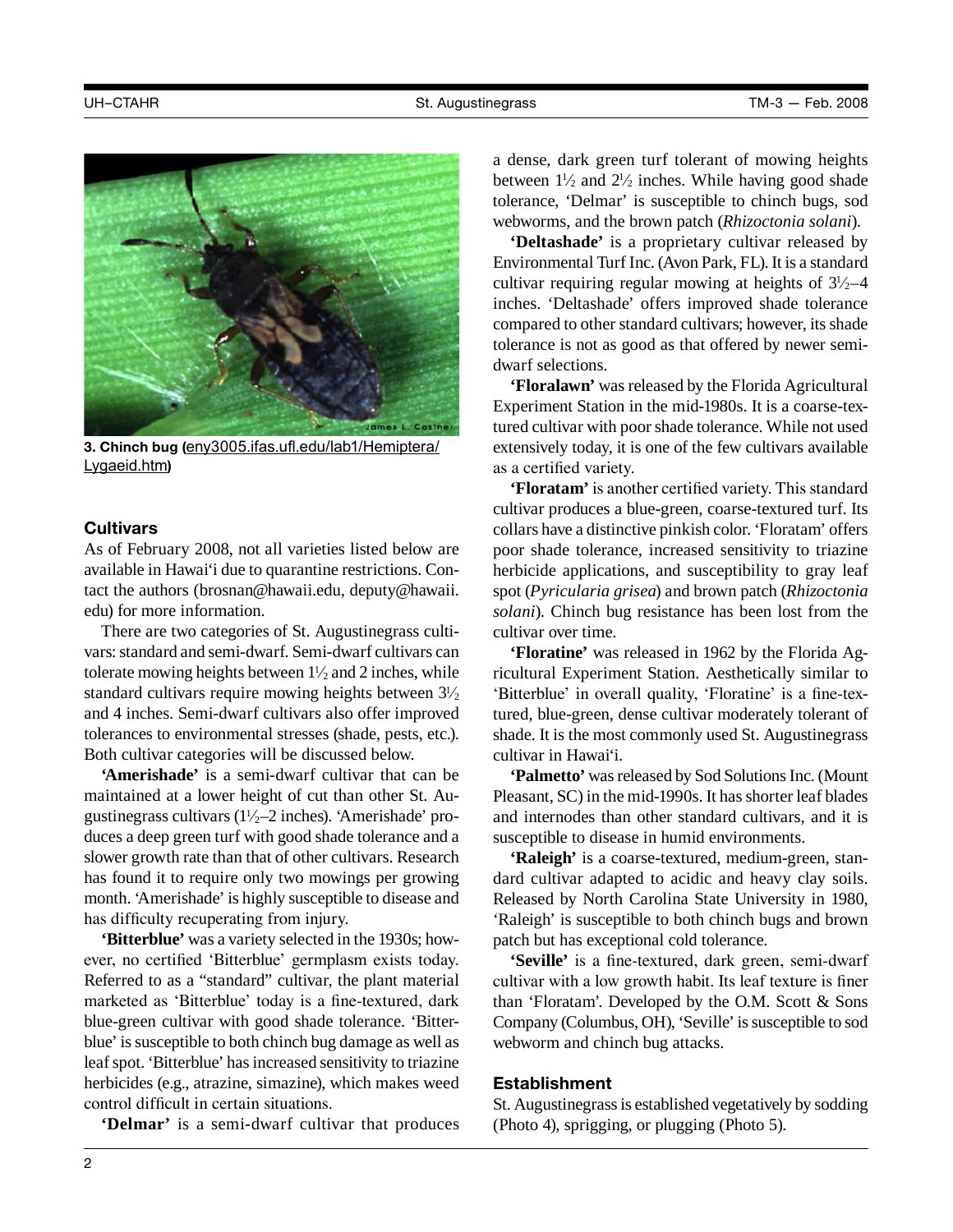3. Chinch bug (eny3005.ifas.ufl.edu/lab1/Hemiptera/Lygaeid.htm)

### Cultivars

As of February 2008, not all varieties listed below are available in Hawai'i due to quarantine restrictions. Contact the authors (brosnan@hawaii.edu, deputy@hawaii.edu) for more information.

There are two categories of St. Augustinegrass cultivars: standard and semi-dwarf. Semi-dwarf cultivars can tolerate mowing heights between 1½ and 2 inches, while standard cultivars require mowing heights between 3½ and 4 inches. Semi-dwarf cultivars also offer improved tolerances to environmental stresses (shade, pests, etc.). Both cultivar categories will be discussed below.

**'Amerishade'** is a semi-dwarf cultivar that can be maintained at a lower height of cut than other St. Augustinegrass cultivars (1½–2 inches). 'Amerishade' produces a deep green turf with good shade tolerance and a slower growth rate than that of other cultivars. Research has found it to require only two mowings per growing month. 'Amerishade' is highly susceptible to disease and has difficulty recuperating from injury.

**'Bitterblue'** was a variety selected in the 1930s; however, no certified 'Bitterblue' germplasm exists today. Referred to as a "standard" cultivar, the plant material marketed as 'Bitterblue' today is a fine-textured, dark blue-green cultivar with good shade tolerance. 'Bitterblue' is susceptible to both chinch bug damage as well as leaf spot. 'Bitterblue' has increased sensitivity to triazine herbicides (e.g., atrazine, simazine), which makes weed control difficult in certain situations.

**'Delmar'** is a semi-dwarf cultivar that produces a dense, dark green turf tolerant of mowing heights between 1½ and 2½ inches. While having good shade tolerance, 'Delmar' is susceptible to chinch bugs, sod webworms, and the brown patch (*Rhizoctonia solani*).

**'Deltashade'** is a proprietary cultivar released by Environmental Turf Inc. (Avon Park, FL). It is a standard cultivar requiring regular mowing at heights of 3½–4 inches. 'Deltashade' offers improved shade tolerance compared to other standard cultivars; however, its shade tolerance is not as good as that offered by newer semi-dwarf selections.

**'Floralawn'** was released by the Florida Agricultural Experiment Station in the mid-1980s. It is a coarse-textured cultivar with poor shade tolerance. While not used extensively today, it is one of the few cultivars available as a certified variety.

**'Floratam'** is another certified variety. This standard cultivar produces a blue-green, coarse-textured turf. Its collars have a distinctive pinkish color. 'Floratam' offers poor shade tolerance, increased sensitivity to triazine herbicide applications, and susceptibility to gray leaf spot (*Pyricularia grisea*) and brown patch (*Rhizoctonia solani*). Chinch bug resistance has been lost from the cultivar over time.

**'Floratine'** was released in 1962 by the Florida Agricultural Experiment Station. Aesthetically similar to 'Bitterblue' in overall quality, 'Floratine' is a fine-textured, blue-green, dense cultivar moderately tolerant of shade. It is the most commonly used St. Augustinegrass cultivar in Hawai'i.

**'Palmetto'** was released by Sod Solutions Inc. (Mount Pleasant, SC) in the mid-1990s. It has shorter leaf blades and internodes than other standard cultivars, and it is susceptible to disease in humid environments.

**'Raleigh'** is a coarse-textured, medium-green, standard cultivar adapted to acidic and heavy clay soils. Released by North Carolina State University in 1980, 'Raleigh' is susceptible to both chinch bugs and brown patch but has exceptional cold tolerance.

**'Seville'** is a fine-textured, dark green, semi-dwarf cultivar with a low growth habit. Its leaf texture is finer than 'Floratam'. Developed by the O.M. Scott & Sons Company (Columbus, OH), 'Seville' is susceptible to sod webworm and chinch bug attacks.

### Establishment

St. Augustinegrass is established vegetatively by sodding (Photo 4), sprigging, or plugging (Photo 5).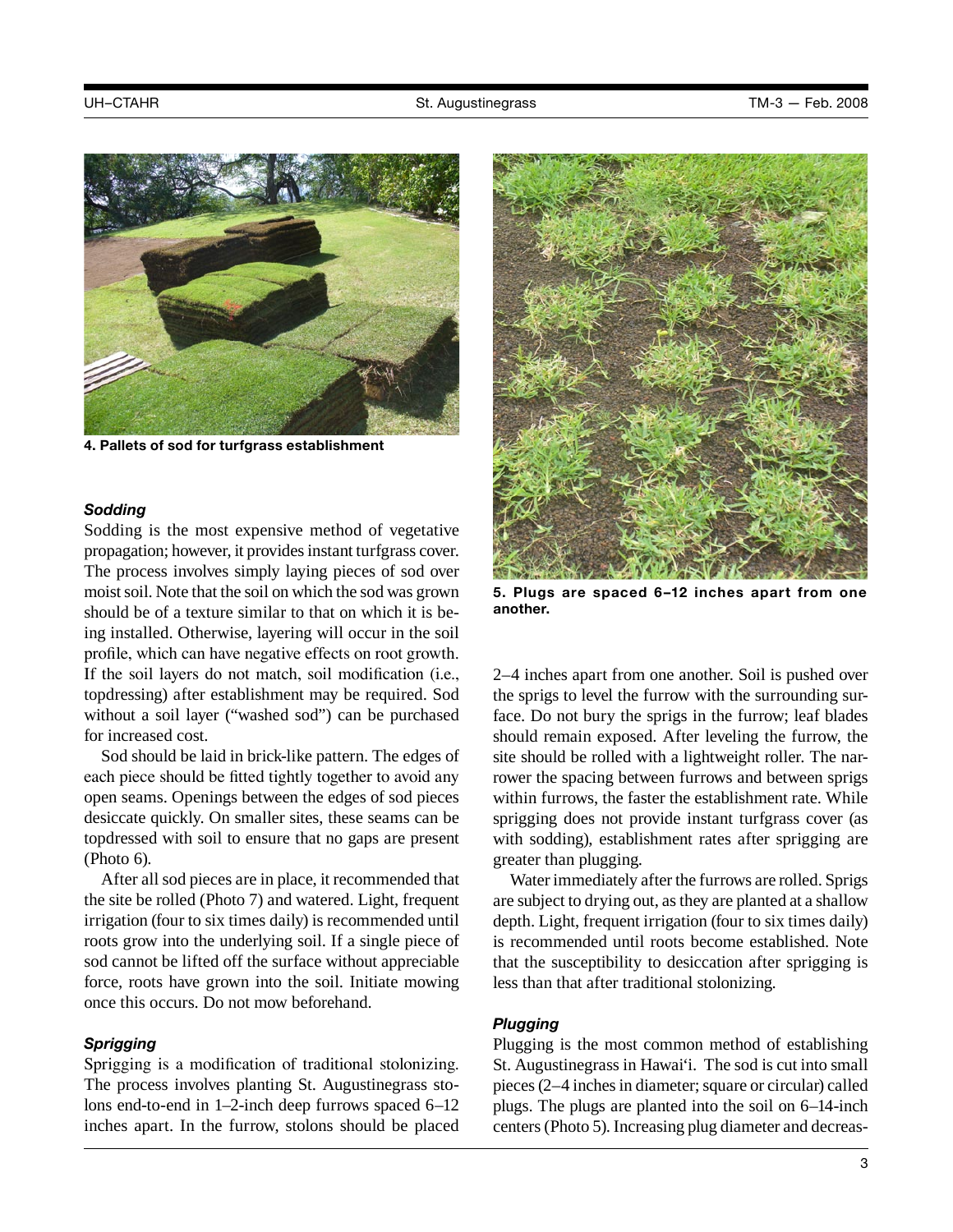4. Pallets of sod for turfgrass establishment

5. Plugs are spaced 6–12 inches apart from one another.

### *Sodding*

Sodding is the most expensive method of vegetative propagation; however, it provides instant turfgrass cover. The process involves simply laying pieces of sod over moist soil. Note that the soil on which the sod was grown should be of a texture similar to that on which it is being installed. Otherwise, layering will occur in the soil profile, which can have negative effects on root growth. If the soil layers do not match, soil modification (i.e., topdressing) after establishment may be required. Sod without a soil layer ("washed sod") can be purchased for increased cost.

Sod should be laid in brick-like pattern. The edges of each piece should be fitted tightly together to avoid any open seams. Openings between the edges of sod pieces desiccate quickly. On smaller sites, these seams can be topdressed with soil to ensure that no gaps are present (Photo 6).

After all sod pieces are in place, it recommended that the site be rolled (Photo 7) and watered. Light, frequent irrigation (four to six times daily) is recommended until roots grow into the underlying soil. If a single piece of sod cannot be lifted off the surface without appreciable force, roots have grown into the soil. Initiate mowing once this occurs. Do not mow beforehand.

### *Sprigging*

Sprigging is a modification of traditional stolonizing. The process involves planting St. Augustinegrass stolons end-to-end in 1–2-inch deep furrows spaced 6–12 inches apart. In the furrow, stolons should be placed 2–4 inches apart from one another. Soil is pushed over the sprigs to level the furrow with the surrounding surface. Do not bury the sprigs in the furrow; leaf blades should remain exposed. After leveling the furrow, the site should be rolled with a lightweight roller. The narrower the spacing between furrows and between sprigs within furrows, the faster the establishment rate. While sprigging does not provide instant turfgrass cover (as with sodding), establishment rates after sprigging are greater than plugging.

Water immediately after the furrows are rolled. Sprigs are subject to drying out, as they are planted at a shallow depth. Light, frequent irrigation (four to six times daily) is recommended until roots become established. Note that the susceptibility to desiccation after sprigging is less than that after traditional stolonizing.

### *Plugging*

Plugging is the most common method of establishing St. Augustinegrass in Hawai'i. The sod is cut into small pieces (2–4 inches in diameter; square or circular) called plugs. The plugs are planted into the soil on 6–14-inch centers (Photo 5). Increasing plug diameter and decreas-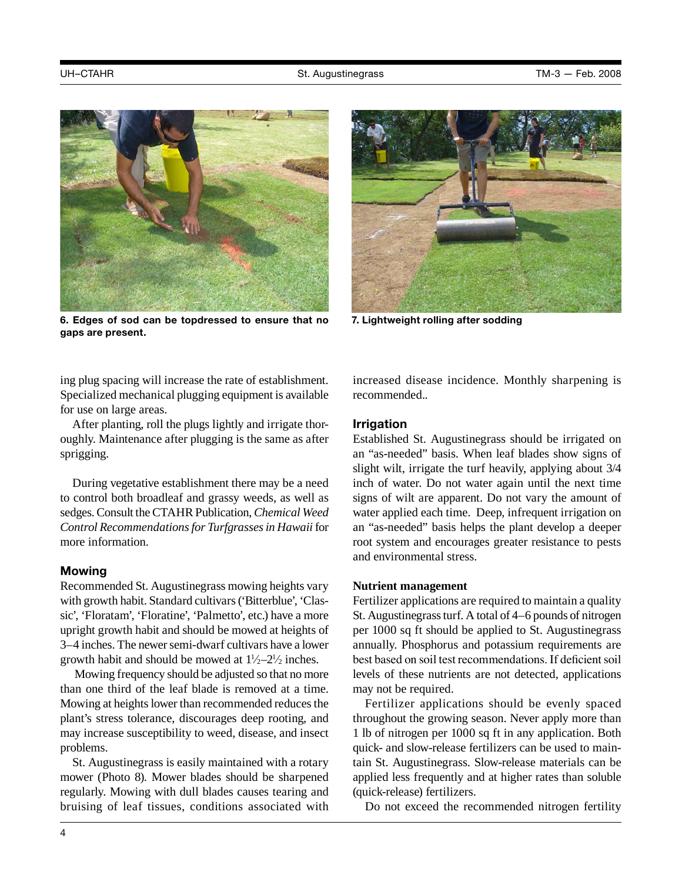6. Edges of sod can be topdressed to ensure that no gaps are present.

7. Lightweight rolling after sodding

ing plug spacing will increase the rate of establishment. Specialized mechanical plugging equipment is available for use on large areas.

After planting, roll the plugs lightly and irrigate thoroughly. Maintenance after plugging is the same as after sprigging.

During vegetative establishment there may be a need to control both broadleaf and grassy weeds, as well as sedges. Consult the CTAHR Publication, *Chemical Weed Control Recommendations for Turfgrasses in Hawaii* for more information.

### Mowing

Recommended St. Augustinegrass mowing heights vary with growth habit. Standard cultivars ('Bitterblue', 'Classic', 'Floratam', 'Floratine', 'Palmetto', etc.) have a more upright growth habit and should be mowed at heights of 3–4 inches. The newer semi-dwarf cultivars have a lower growth habit and should be mowed at 1½–2½ inches.

Mowing frequency should be adjusted so that no more than one third of the leaf blade is removed at a time. Mowing at heights lower than recommended reduces the plant's stress tolerance, discourages deep rooting, and may increase susceptibility to weed, disease, and insect problems.

St. Augustinegrass is easily maintained with a rotary mower (Photo 8). Mower blades should be sharpened regularly. Mowing with dull blades causes tearing and bruising of leaf tissues, conditions associated with increased disease incidence. Monthly sharpening is recommended..

### Irrigation

Established St. Augustinegrass should be irrigated on an "as-needed" basis. When leaf blades show signs of slight wilt, irrigate the turf heavily, applying about 3/4 inch of water. Do not water again until the next time signs of wilt are apparent. Do not vary the amount of water applied each time. Deep, infrequent irrigation on an "as-needed" basis helps the plant develop a deeper root system and encourages greater resistance to pests and environmental stress.

**Nutrient management**

Fertilizer applications are required to maintain a quality St. Augustinegrass turf. A total of 4–6 pounds of nitrogen per 1000 sq ft should be applied to St. Augustinegrass annually. Phosphorus and potassium requirements are best based on soil test recommendations. If deficient soil levels of these nutrients are not detected, applications may not be required.

Fertilizer applications should be evenly spaced throughout the growing season. Never apply more than 1 lb of nitrogen per 1000 sq ft in any application. Both quick- and slow-release fertilizers can be used to maintain St. Augustinegrass. Slow-release materials can be applied less frequently and at higher rates than soluble (quick-release) fertilizers.

Do not exceed the recommended nitrogen fertility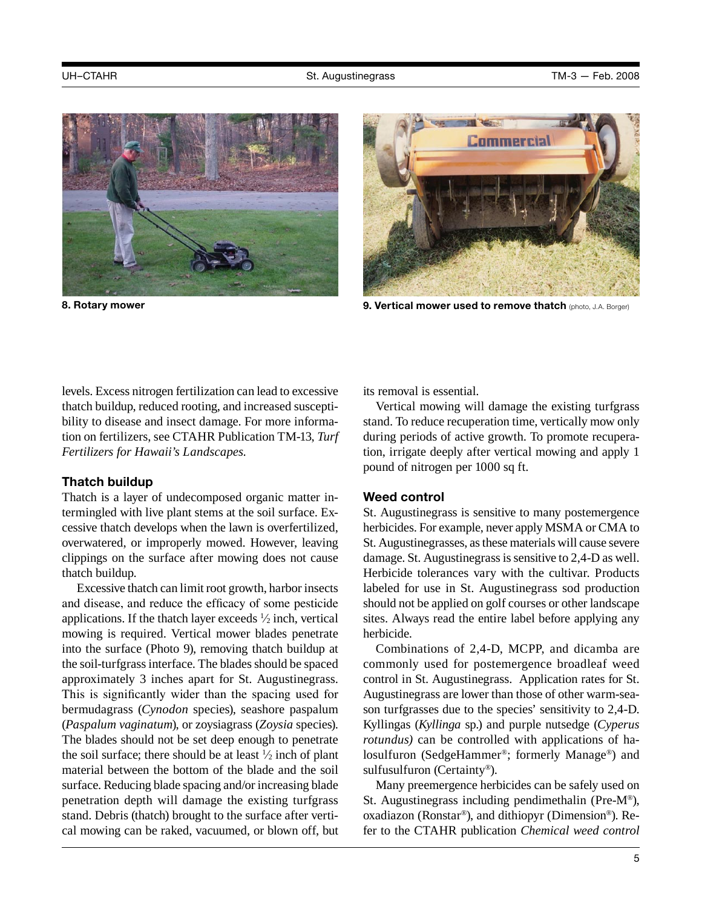8. Rotary mower

9. Vertical mower used to remove thatch (photo, J.A. Borger)

levels. Excess nitrogen fertilization can lead to excessive thatch buildup, reduced rooting, and increased susceptibility to disease and insect damage. For more information on fertilizers, see CTAHR Publication TM-13, *Turf Fertilizers for Hawaii's Landscapes.*

### Thatch buildup

Thatch is a layer of undecomposed organic matter intermingled with live plant stems at the soil surface. Excessive thatch develops when the lawn is overfertilized, overwatered, or improperly mowed. However, leaving clippings on the surface after mowing does not cause thatch buildup.

Excessive thatch can limit root growth, harbor insects and disease, and reduce the efficacy of some pesticide applications. If the thatch layer exceeds ½ inch, vertical mowing is required. Vertical mower blades penetrate into the surface (Photo 9), removing thatch buildup at the soil-turfgrass interface. The blades should be spaced approximately 3 inches apart for St. Augustinegrass. This is significantly wider than the spacing used for bermudagrass (*Cynodon* species), seashore paspalum (*Paspalum vaginatum*), or zoysiagrass (*Zoysia* species). The blades should not be set deep enough to penetrate the soil surface; there should be at least ½ inch of plant material between the bottom of the blade and the soil surface. Reducing blade spacing and/or increasing blade penetration depth will damage the existing turfgrass stand. Debris (thatch) brought to the surface after vertical mowing can be raked, vacuumed, or blown off, but its removal is essential.

Vertical mowing will damage the existing turfgrass stand. To reduce recuperation time, vertically mow only during periods of active growth. To promote recuperation, irrigate deeply after vertical mowing and apply 1 pound of nitrogen per 1000 sq ft.

### Weed control

St. Augustinegrass is sensitive to many postemergence herbicides. For example, never apply MSMA or CMA to St. Augustinegrasses, as these materials will cause severe damage. St. Augustinegrass is sensitive to 2,4-D as well. Herbicide tolerances vary with the cultivar. Products labeled for use in St. Augustinegrass sod production should not be applied on golf courses or other landscape sites. Always read the entire label before applying any herbicide.

Combinations of 2,4-D, MCPP, and dicamba are commonly used for postemergence broadleaf weed control in St. Augustinegrass. Application rates for St. Augustinegrass are lower than those of other warm-season turfgrasses due to the species' sensitivity to 2,4-D. Kyllingas (*Kyllinga* sp.) and purple nutsedge (*Cyperus rotundus)* can be controlled with applications of halosulfuron (SedgeHammer®; formerly Manage®) and sulfusulfuron (Certainty®).

Many preemergence herbicides can be safely used on St. Augustinegrass including pendimethalin (Pre-M®), oxadiazon (Ronstar®), and dithiopyr (Dimension®). Refer to the CTAHR publication *Chemical weed control*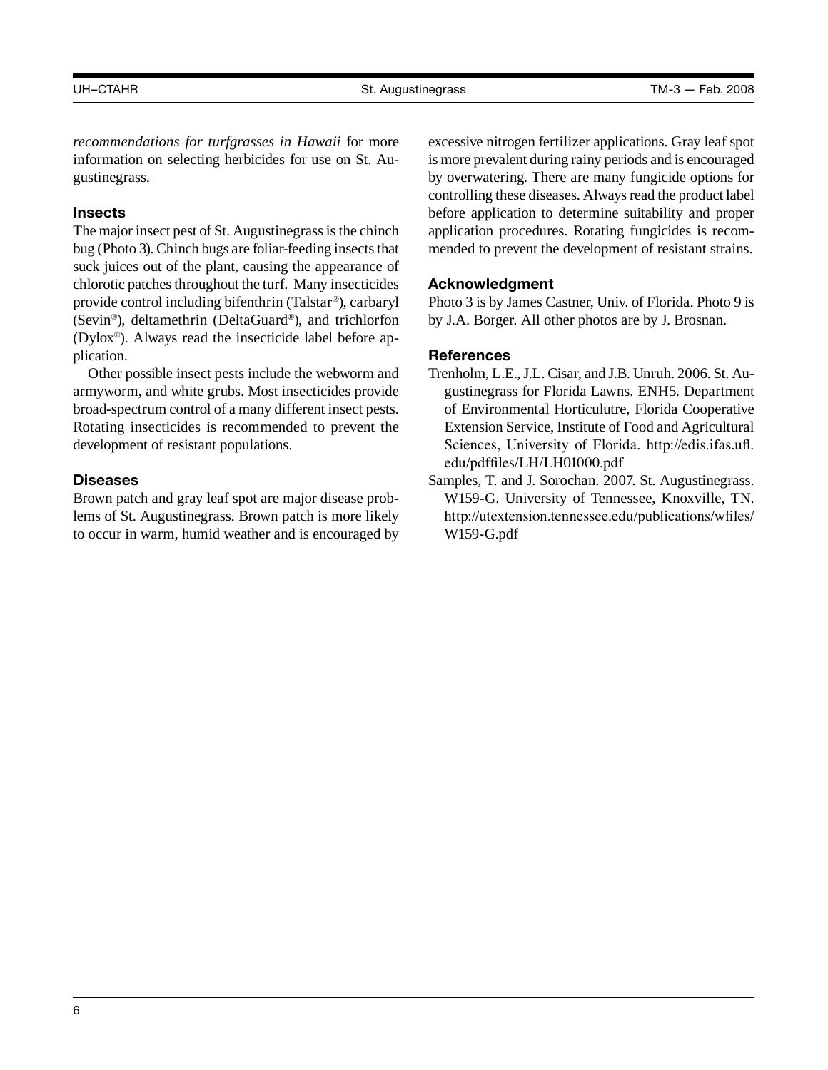*recommendations for turfgrasses in Hawaii* for more information on selecting herbicides for use on St. Augustinegrass.

### Insects

The major insect pest of St. Augustinegrass is the chinch bug (Photo 3). Chinch bugs are foliar-feeding insects that suck juices out of the plant, causing the appearance of chlorotic patches throughout the turf. Many insecticides provide control including bifenthrin (Talstar®), carbaryl (Sevin®), deltamethrin (DeltaGuard®), and trichlorfon (Dylox®). Always read the insecticide label before application.

Other possible insect pests include the webworm and armyworm, and white grubs. Most insecticides provide broad-spectrum control of a many different insect pests. Rotating insecticides is recommended to prevent the development of resistant populations.

### Diseases

Brown patch and gray leaf spot are major disease problems of St. Augustinegrass. Brown patch is more likely to occur in warm, humid weather and is encouraged by excessive nitrogen fertilizer applications. Gray leaf spot is more prevalent during rainy periods and is encouraged by overwatering. There are many fungicide options for controlling these diseases. Always read the product label before application to determine suitability and proper application procedures. Rotating fungicides is recommended to prevent the development of resistant strains.

### Acknowledgment

Photo 3 is by James Castner, Univ. of Florida. Photo 9 is by J.A. Borger. All other photos are by J. Brosnan.

### References

Trenholm, L.E., J.L. Cisar, and J.B. Unruh. 2006. St. Augustinegrass for Florida Lawns. ENH5. Department of Environmental Horticulutre, Florida Cooperative Extension Service, Institute of Food and Agricultural Sciences, University of Florida. http://edis.ifas.ufl.edu/pdffiles/LH/LH01000.pdf

Samples, T. and J. Sorochan. 2007. St. Augustinegrass. W159-G. University of Tennessee, Knoxville, TN. http://utextension.tennessee.edu/publications/wfiles/W159-G.pdf